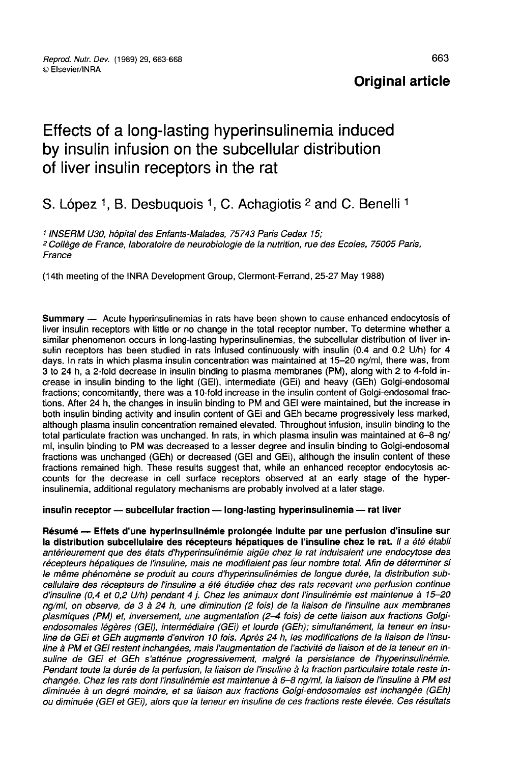**Original article**

# Effects of a long-lasting hyperinsulinemia induced by insulin infusion on the subcellular distribution of liver insulin receptors in the rat

S. López [1], B. Desbuquois [1], C. Achagiotis [2] and C. Benelli [1]

[1] INSERM U30, hôpital des Enfants-Malades, 75743 Paris Cedex 15;

[2] Collège de France, laboratoire de neurobiologie de la nutrition, rue des Ecoles, 75005 Paris, France

(14th meeting of the INRA Development Group, Clermont-Ferrand, 25-27 May 1988)

**Summary** — Acute hyperinsulinemias in rats have been shown to cause enhanced endocytosis of liver insulin receptors with little or no change in the total receptor number. To determine whether a similar phenomenon occurs in long-lasting hyperinsulinemias, the subcellular distribution of liver insulin receptors has been studied in rats infused continuously with insulin (0.4 and 0.2 U/h) for 4 days. In rats in which plasma insulin concentration was maintained at 15–20 ng/ml, there was, from 3 to 24 h, a 2-fold decrease in insulin binding to plasma membranes (PM), along with 2 to 4-fold increase in insulin binding to the light (GEl), intermediate (GEi) and heavy (GEh) Golgi-endosomal fractions; concomitantly, there was a 10-fold increase in the insulin content of Golgi-endosomal fractions. After 24 h, the changes in insulin binding to PM and GEl were maintained, but the increase in both insulin binding activity and insulin content of GEi and GEh became progressively less marked, although plasma insulin concentration remained elevated. Throughout infusion, insulin binding to the total particulate fraction was unchanged. In rats, in which plasma insulin was maintained at 6–8 ng/ml, insulin binding to PM was decreased to a lesser degree and insulin binding to Golgi-endosomal fractions was unchanged (GEh) or decreased (GEl and GEi), although the insulin content of these fractions remained high. These results suggest that, while an enhanced receptor endocytosis accounts for the decrease in cell surface receptors observed at an early stage of the hyperinsulinemia, additional regulatory mechanisms are probably involved at a later stage.

**insulin receptor — subcellular fraction — long-lasting hyperinsulinemia — rat liver**

**Résumé — Effets d'une hyperinsulinémie prolongée induite par une perfusion d'insuline sur la distribution subcellulaire des récepteurs hépatiques de l'insuline chez le rat.** *Il a été établi antérieurement que des états d'hyperinsulinémie aigüe chez le rat induisaient une endocytose des récepteurs hépatiques de l'insuline, mais ne modifiaient pas leur nombre total. Afin de déterminer si le même phénomène se produit au cours d'hyperinsulinémies de longue durée, la distribution subcellulaire des récepteurs de l'insuline a été étudiée chez des rats recevant une perfusion continue d'insuline (0,4 et 0,2 U/h) pendant 4 j. Chez les animaux dont l'insulinémie est maintenue à 15–20 ng/ml, on observe, de 3 à 24 h, une diminution (2 fois) de la liaison de l'insuline aux membranes plasmiques (PM) et, inversement, une augmentation (2–4 fois) de cette liaison aux fractions Golgi-endosomales légères (GEl), intermédiaire (GEi) et lourde (GEh); simultanément, la teneur en insuline de GEi et GEh augmente d'environ 10 fois. Après 24 h, les modifications de la liaison de l'insuline à PM et GEl restent inchangées, mais l'augmentation de l'activité de liaison et de la teneur en insuline de GEi et GEh s'atténue progressivement, malgré la persistance de l'hyperinsulinémie. Pendant toute la durée de la perfusion, la liaison de l'insuline à la fraction particulaire totale reste inchangée. Chez les rats dont l'insulinémie est maintenue à 6–8 ng/ml, la liaison de l'insuline à PM est diminuée à un degré moindre, et sa liaison aux fractions Golgi-endosomales est inchangée (GEh) ou diminuée (GEl et GEi), alors que la teneur en insuline de ces fractions reste élevée. Ces résultats*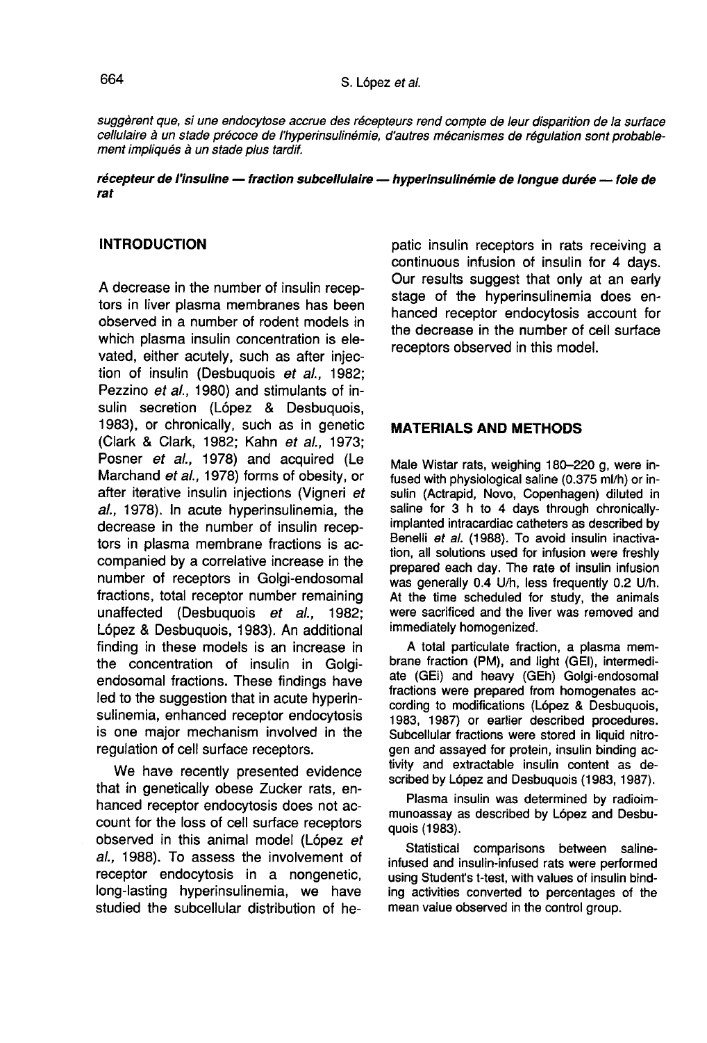*suggèrent que, si une endocytose accrue des récepteurs rend compte de leur disparition de la surface cellulaire à un stade précoce de l'hyperinsulinémie, d'autres mécanismes de régulation sont probablement impliqués à un stade plus tardif.*

***récepteur de l'insuline — fraction subcellulaire — hyperinsulinémie de longue durée — foie de rat***

## INTRODUCTION

A decrease in the number of insulin receptors in liver plasma membranes has been observed in a number of rodent models in which plasma insulin concentration is elevated, either acutely, such as after injection of insulin (Desbuquois *et al.*, 1982; Pezzino *et al.*, 1980) and stimulants of insulin secretion (López & Desbuquois, 1983), or chronically, such as in genetic (Clark & Clark, 1982; Kahn *et al.*, 1973; Posner *et al.*, 1978) and acquired (Le Marchand *et al.*, 1978) forms of obesity, or after iterative insulin injections (Vigneri *et al.*, 1978). In acute hyperinsulinemia, the decrease in the number of insulin receptors in plasma membrane fractions is accompanied by a correlative increase in the number of receptors in Golgi-endosomal fractions, total receptor number remaining unaffected (Desbuquois *et al.*, 1982; López & Desbuquois, 1983). An additional finding in these models is an increase in the concentration of insulin in Golgi-endosomal fractions. These findings have led to the suggestion that in acute hyperinsulinemia, enhanced receptor endocytosis is one major mechanism involved in the regulation of cell surface receptors.

We have recently presented evidence that in genetically obese Zucker rats, enhanced receptor endocytosis does not account for the loss of cell surface receptors observed in this animal model (López *et al.*, 1988). To assess the involvement of receptor endocytosis in a nongenetic, long-lasting hyperinsulinemia, we have studied the subcellular distribution of hepatic insulin receptors in rats receiving a continuous infusion of insulin for 4 days. Our results suggest that only at an early stage of the hyperinsulinemia does enhanced receptor endocytosis account for the decrease in the number of cell surface receptors observed in this model.

## MATERIALS AND METHODS

Male Wistar rats, weighing 180–220 g, were infused with physiological saline (0.375 ml/h) or insulin (Actrapid, Novo, Copenhagen) diluted in saline for 3 h to 4 days through chronically-implanted intracardiac catheters as described by Benelli *et al.* (1988). To avoid insulin inactivation, all solutions used for infusion were freshly prepared each day. The rate of insulin infusion was generally 0.4 U/h, less frequently 0.2 U/h. At the time scheduled for study, the animals were sacrificed and the liver was removed and immediately homogenized.

A total particulate fraction, a plasma membrane fraction (PM), and light (GEl), intermediate (GEi) and heavy (GEh) Golgi-endosomal fractions were prepared from homogenates according to modifications (López & Desbuquois, 1983, 1987) or earlier described procedures. Subcellular fractions were stored in liquid nitrogen and assayed for protein, insulin binding activity and extractable insulin content as described by López and Desbuquois (1983, 1987).

Plasma insulin was determined by radioimmunoassay as described by López and Desbuquois (1983).

Statistical comparisons between saline-infused and insulin-infused rats were performed using Student's t-test, with values of insulin binding activities converted to percentages of the mean value observed in the control group.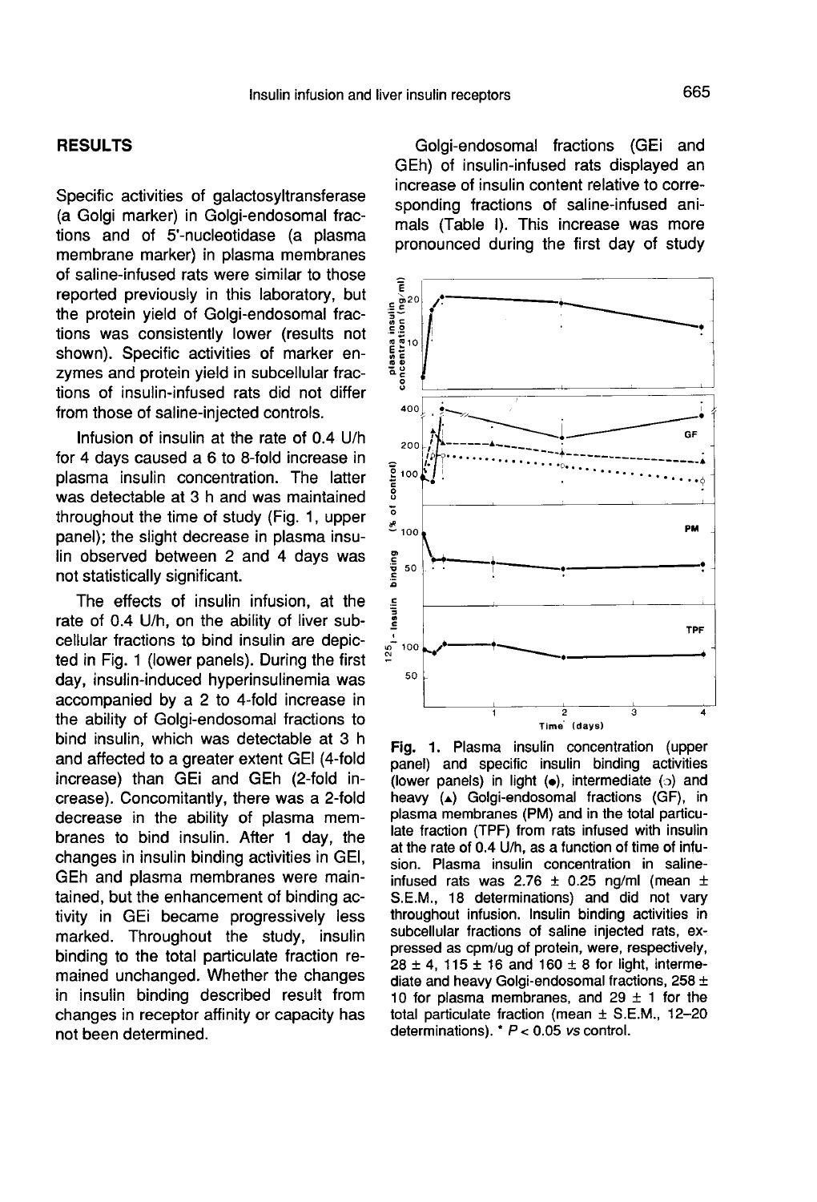## RESULTS

Specific activities of galactosyltransferase (a Golgi marker) in Golgi-endosomal fractions and of 5'-nucleotidase (a plasma membrane marker) in plasma membranes of saline-infused rats were similar to those reported previously in this laboratory, but the protein yield of Golgi-endosomal fractions was consistently lower (results not shown). Specific activities of marker enzymes and protein yield in subcellular fractions of insulin-infused rats did not differ from those of saline-injected controls.

Infusion of insulin at the rate of 0.4 U/h for 4 days caused a 6 to 8-fold increase in plasma insulin concentration. The latter was detectable at 3 h and was maintained throughout the time of study (Fig. 1, upper panel); the slight decrease in plasma insulin observed between 2 and 4 days was not statistically significant.

The effects of insulin infusion, at the rate of 0.4 U/h, on the ability of liver subcellular fractions to bind insulin are depicted in Fig. 1 (lower panels). During the first day, insulin-induced hyperinsulinemia was accompanied by a 2 to 4-fold increase in the ability of Golgi-endosomal fractions to bind insulin, which was detectable at 3 h and affected to a greater extent GEl (4-fold increase) than GEi and GEh (2-fold increase). Concomitantly, there was a 2-fold decrease in the ability of plasma membranes to bind insulin. After 1 day, the changes in insulin binding activities in GEl, GEh and plasma membranes were maintained, but the enhancement of binding activity in GEi became progressively less marked. Throughout the study, insulin binding to the total particulate fraction remained unchanged. Whether the changes in insulin binding described result from changes in receptor affinity or capacity has not been determined.

Golgi-endosomal fractions (GEi and GEh) of insulin-infused rats displayed an increase of insulin content relative to corresponding fractions of saline-infused animals (Table I). This increase was more pronounced during the first day of study

**Fig. 1.** Plasma insulin concentration (upper panel) and specific insulin binding activities (lower panels) in light (●), intermediate (○) and heavy (▲) Golgi-endosomal fractions (GF), in plasma membranes (PM) and in the total particulate fraction (TPF) from rats infused with insulin at the rate of 0.4 U/h, as a function of time of infusion. Plasma insulin concentration in saline-infused rats was 2.76 ± 0.25 ng/ml (mean ± S.E.M., 18 determinations) and did not vary throughout infusion. Insulin binding activities in subcellular fractions of saline injected rats, expressed as cpm/ug of protein, were, respectively, 28 ± 4, 115 ± 16 and 160 ± 8 for light, intermediate and heavy Golgi-endosomal fractions, 258 ± 10 for plasma membranes, and 29 ± 1 for the total particulate fraction (mean ± S.E.M., 12–20 determinations). * $P < 0.05$ *vs* control.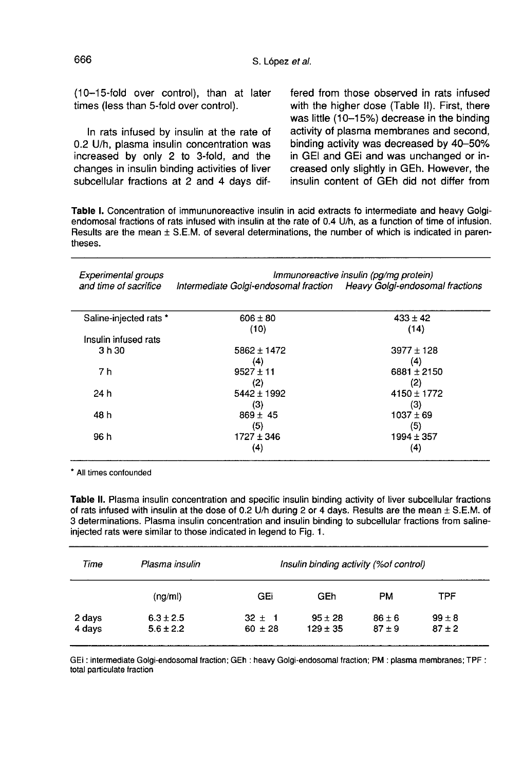(10–15-fold over control), than at later times (less than 5-fold over control).

In rats infused by insulin at the rate of 0.2 U/h, plasma insulin concentration was increased by only 2 to 3-fold, and the changes in insulin binding activities of liver subcellular fractions at 2 and 4 days differed from those observed in rats infused with the higher dose (Table II). First, there was little (10–15%) decrease in the binding activity of plasma membranes and second, binding activity was decreased by 40–50% in GEI and GEi and was unchanged or increased only slightly in GEh. However, the insulin content of GEh did not differ from

**Table I.** Concentration of immununoreactive insulin in acid extracts fo intermediate and heavy Golgi-endomosal fractions of rats infused with insulin at the rate of 0.4 U/h, as a function of time of infusion. Results are the mean ± S.E.M. of several determinations, the number of which is indicated in parentheses.

| *Experimental groups and time of sacrifice* | *Immunoreactive insulin (pg/mg protein)* Intermediate Golgi-endosomal fraction | Heavy Golgi-endosomal fractions |
|---|---|---|
| Saline-injected rats * | 606 ± 80 (10) | 433 ± 42 (14) |
| Insulin infused rats | | |
| 3 h 30 | 5862 ± 1472 (4) | 3977 ± 128 (4) |
| 7 h | 9527 ± 11 (2) | 6881 ± 2150 (2) |
| 24 h | 5442 ± 1992 (3) | 4150 ± 1772 (3) |
| 48 h | 869 ± 45 (5) | 1037 ± 69 (5) |
| 96 h | 1727 ± 346 (4) | 1994 ± 357 (4) |

\* All times confounded

**Table II.** Plasma insulin concentration and specific insulin binding activity of liver subcellular fractions of rats infused with insulin at the dose of 0.2 U/h during 2 or 4 days. Results are the mean ± S.E.M. of 3 determinations. Plasma insulin concentration and insulin binding to subcellular fractions from saline-injected rats were similar to those indicated in legend to Fig. 1.

| *Time* | *Plasma insulin* | *Insulin binding activity (%of control)* | | | |
|---|---|---|---|---|---|
| | (ng/ml) | GEi | GEh | PM | TPF |
| 2 days | 6.3 ± 2.5 | 32 ± 1 | 95 ± 28 | 86 ± 6 | 99 ± 8 |
| 4 days | 5.6 ± 2.2 | 60 ± 28 | 129 ± 35 | 87 ± 9 | 87 ± 2 |

GEi : intermediate Golgi-endosomal fraction; GEh : heavy Golgi-endosomal fraction; PM : plasma membranes; TPF : total particulate fraction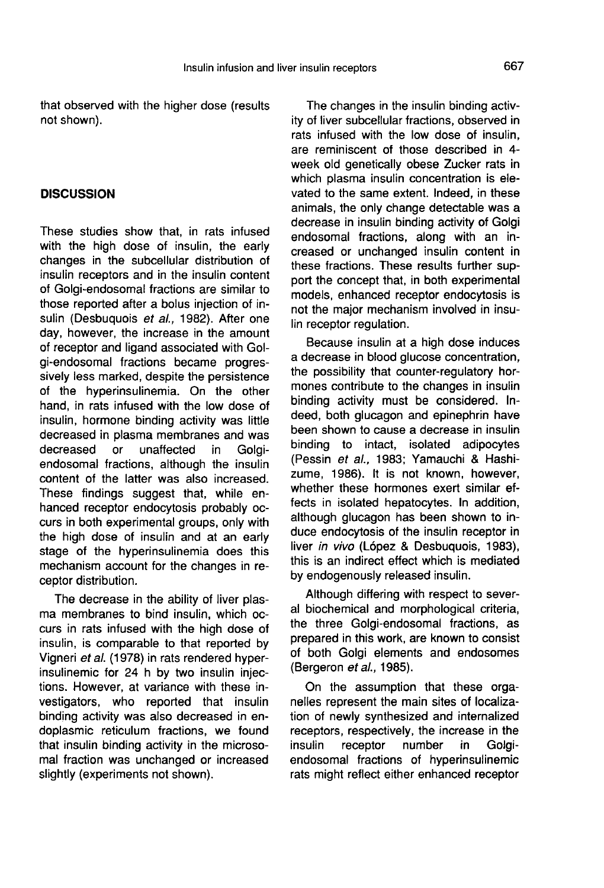that observed with the higher dose (results not shown).

## DISCUSSION

These studies show that, in rats infused with the high dose of insulin, the early changes in the subcellular distribution of insulin receptors and in the insulin content of Golgi-endosomal fractions are similar to those reported after a bolus injection of insulin (Desbuquois *et al.*, 1982). After one day, however, the increase in the amount of receptor and ligand associated with Golgi-endosomal fractions became progressively less marked, despite the persistence of the hyperinsulinemia. On the other hand, in rats infused with the low dose of insulin, hormone binding activity was little decreased in plasma membranes and was decreased or unaffected in Golgi-endosomal fractions, although the insulin content of the latter was also increased. These findings suggest that, while enhanced receptor endocytosis probably occurs in both experimental groups, only with the high dose of insulin and at an early stage of the hyperinsulinemia does this mechanism account for the changes in receptor distribution.

The decrease in the ability of liver plasma membranes to bind insulin, which occurs in rats infused with the high dose of insulin, is comparable to that reported by Vigneri *et al.* (1978) in rats rendered hyperinsulinemic for 24 h by two insulin injections. However, at variance with these investigators, who reported that insulin binding activity was also decreased in endoplasmic reticulum fractions, we found that insulin binding activity in the microsomal fraction was unchanged or increased slightly (experiments not shown).

The changes in the insulin binding activity of liver subcellular fractions, observed in rats infused with the low dose of insulin, are reminiscent of those described in 4-week old genetically obese Zucker rats in which plasma insulin concentration is elevated to the same extent. Indeed, in these animals, the only change detectable was a decrease in insulin binding activity of Golgi endosomal fractions, along with an increased or unchanged insulin content in these fractions. These results further support the concept that, in both experimental models, enhanced receptor endocytosis is not the major mechanism involved in insulin receptor regulation.

Because insulin at a high dose induces a decrease in blood glucose concentration, the possibility that counter-regulatory hormones contribute to the changes in insulin binding activity must be considered. Indeed, both glucagon and epinephrin have been shown to cause a decrease in insulin binding to intact, isolated adipocytes (Pessin *et al.*, 1983; Yamauchi & Hashizume, 1986). It is not known, however, whether these hormones exert similar effects in isolated hepatocytes. In addition, although glucagon has been shown to induce endocytosis of the insulin receptor in liver *in vivo* (López & Desbuquois, 1983), this is an indirect effect which is mediated by endogenously released insulin.

Although differing with respect to several biochemical and morphological criteria, the three Golgi-endosomal fractions, as prepared in this work, are known to consist of both Golgi elements and endosomes (Bergeron *et al.*, 1985).

On the assumption that these organelles represent the main sites of localization of newly synthesized and internalized receptors, respectively, the increase in the insulin receptor number in Golgi-endosomal fractions of hyperinsulinemic rats might reflect either enhanced receptor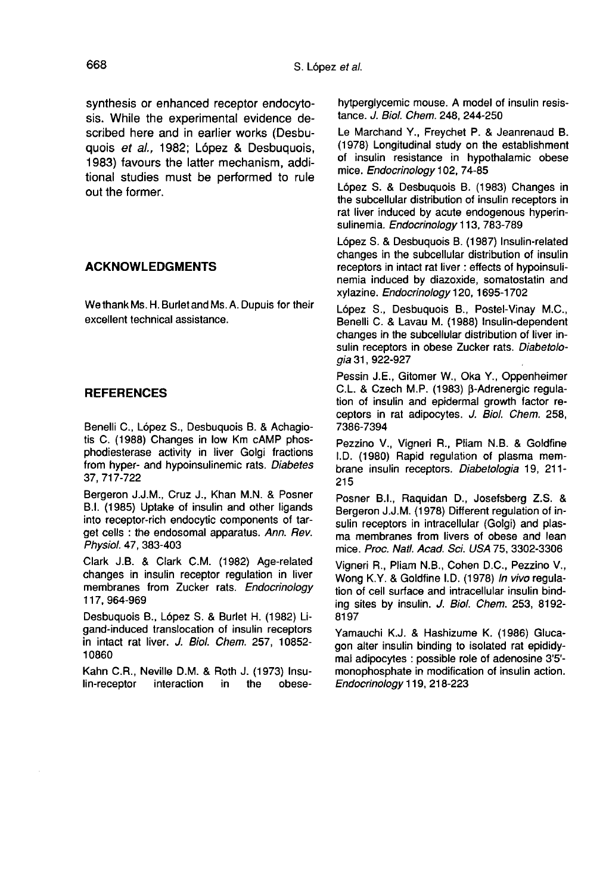synthesis or enhanced receptor endocytosis. While the experimental evidence described here and in earlier works (Desbuquois *et al.*, 1982; López & Desbuquois, 1983) favours the latter mechanism, additional studies must be performed to rule out the former.

## ACKNOWLEDGMENTS

We thank Ms. H. Burlet and Ms. A. Dupuis for their excellent technical assistance.

## REFERENCES

Benelli C., López S., Desbuquois B. & Achagiotis C. (1988) Changes in low Km cAMP phosphodiesterase activity in liver Golgi fractions from hyper- and hypoinsulinemic rats. *Diabetes* 37, 717-722

Bergeron J.J.M., Cruz J., Khan M.N. & Posner B.I. (1985) Uptake of insulin and other ligands into receptor-rich endocytic components of target cells : the endosomal apparatus. *Ann. Rev. Physiol.* 47, 383-403

Clark J.B. & Clark C.M. (1982) Age-related changes in insulin receptor regulation in liver membranes from Zucker rats. *Endocrinology* 117, 964-969

Desbuquois B., López S. & Burlet H. (1982) Ligand-induced translocation of insulin receptors in intact rat liver. *J. Biol. Chem.* 257, 10852-10860

Kahn C.R., Neville D.M. & Roth J. (1973) Insulin-receptor interaction in the obese-hytperglycemic mouse. A model of insulin resistance. *J. Biol. Chem.* 248, 244-250

Le Marchand Y., Freychet P. & Jeanrenaud B. (1978) Longitudinal study on the establishment of insulin resistance in hypothalamic obese mice. *Endocrinology* 102, 74-85

López S. & Desbuquois B. (1983) Changes in the subcellular distribution of insulin receptors in rat liver induced by acute endogenous hyperinsulinemia. *Endocrinology* 113, 783-789

López S. & Desbuquois B. (1987) Insulin-related changes in the subcellular distribution of insulin receptors in intact rat liver : effects of hypoinsulinemia induced by diazoxide, somatostatin and xylazine. *Endocrinology* 120, 1695-1702

López S., Desbuquois B., Postel-Vinay M.C., Benelli C. & Lavau M. (1988) Insulin-dependent changes in the subcellular distribution of liver insulin receptors in obese Zucker rats. *Diabetologia* 31, 922-927

Pessin J.E., Gitomer W., Oka Y., Oppenheimer C.L. & Czech M.P. (1983) β-Adrenergic regulation of insulin and epidermal growth factor receptors in rat adipocytes. *J. Biol. Chem.* 258, 7386-7394

Pezzino V., Vigneri R., Pliam N.B. & Goldfine I.D. (1980) Rapid regulation of plasma membrane insulin receptors. *Diabetologia* 19, 211-215

Posner B.I., Raquidan D., Josefsberg Z.S. & Bergeron J.J.M. (1978) Different regulation of insulin receptors in intracellular (Golgi) and plasma membranes from livers of obese and lean mice. *Proc. Natl. Acad. Sci. USA* 75, 3302-3306

Vigneri R., Pliam N.B., Cohen D.C., Pezzino V., Wong K.Y. & Goldfine I.D. (1978) *In vivo* regulation of cell surface and intracellular insulin binding sites by insulin. *J. Biol. Chem.* 253, 8192-8197

Yamauchi K.J. & Hashizume K. (1986) Glucagon alter insulin binding to isolated rat epididymal adipocytes : possible role of adenosine 3'5'-monophosphate in modification of insulin action. *Endocrinology* 119, 218-223